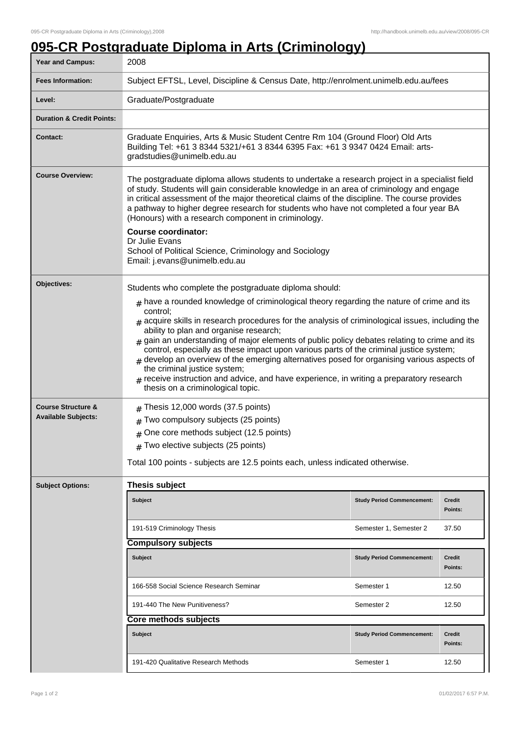# 095-CR Postgraduate Diploma in Arts (Criminology)

| | |
|---|---|
| **Year and Campus:** | 2008 |
| **Fees Information:** | Subject EFTSL, Level, Discipline & Census Date, http://enrolment.unimelb.edu.au/fees |
| **Level:** | Graduate/Postgraduate |
| **Duration & Credit Points:** | |
| **Contact:** | Graduate Enquiries, Arts & Music Student Centre Rm 104 (Ground Floor) Old Arts Building Tel: +61 3 8344 5321/+61 3 8344 6395 Fax: +61 3 9347 0424 Email: arts-gradstudies@unimelb.edu.au |

**Course Overview:**

The postgraduate diploma allows students to undertake a research project in a specialist field of study. Students will gain considerable knowledge in an area of criminology and engage in critical assessment of the major theoretical claims of the discipline. The course provides a pathway to higher degree research for students who have not completed a four year BA (Honours) with a research component in criminology.

**Course coordinator:**
Dr Julie Evans
School of Political Science, Criminology and Sociology
Email: j.evans@unimelb.edu.au

**Objectives:**

Students who complete the postgraduate diploma should:

- have a rounded knowledge of criminological theory regarding the nature of crime and its control;
- acquire skills in research procedures for the analysis of criminological issues, including the ability to plan and organise research;
- gain an understanding of major elements of public policy debates relating to crime and its control, especially as these impact upon various parts of the criminal justice system;
- develop an overview of the emerging alternatives posed for organising various aspects of the criminal justice system;
- receive instruction and advice, and have experience, in writing a preparatory research thesis on a criminological topic.

**Course Structure & Available Subjects:**

- Thesis 12,000 words (37.5 points)
- Two compulsory subjects (25 points)
- One core methods subject (12.5 points)
- Two elective subjects (25 points)

Total 100 points - subjects are 12.5 points each, unless indicated otherwise.

**Subject Options:**

**Thesis subject**

| Subject | Study Period Commencement: | Credit Points: |
|---|---|---|
| 191-519 Criminology Thesis | Semester 1, Semester 2 | 37.50 |

**Compulsory subjects**

| Subject | Study Period Commencement: | Credit Points: |
|---|---|---|
| 166-558 Social Science Research Seminar | Semester 1 | 12.50 |
| 191-440 The New Punitiveness? | Semester 2 | 12.50 |

**Core methods subjects**

| Subject | Study Period Commencement: | Credit Points: |
|---|---|---|
| 191-420 Qualitative Research Methods | Semester 1 | 12.50 |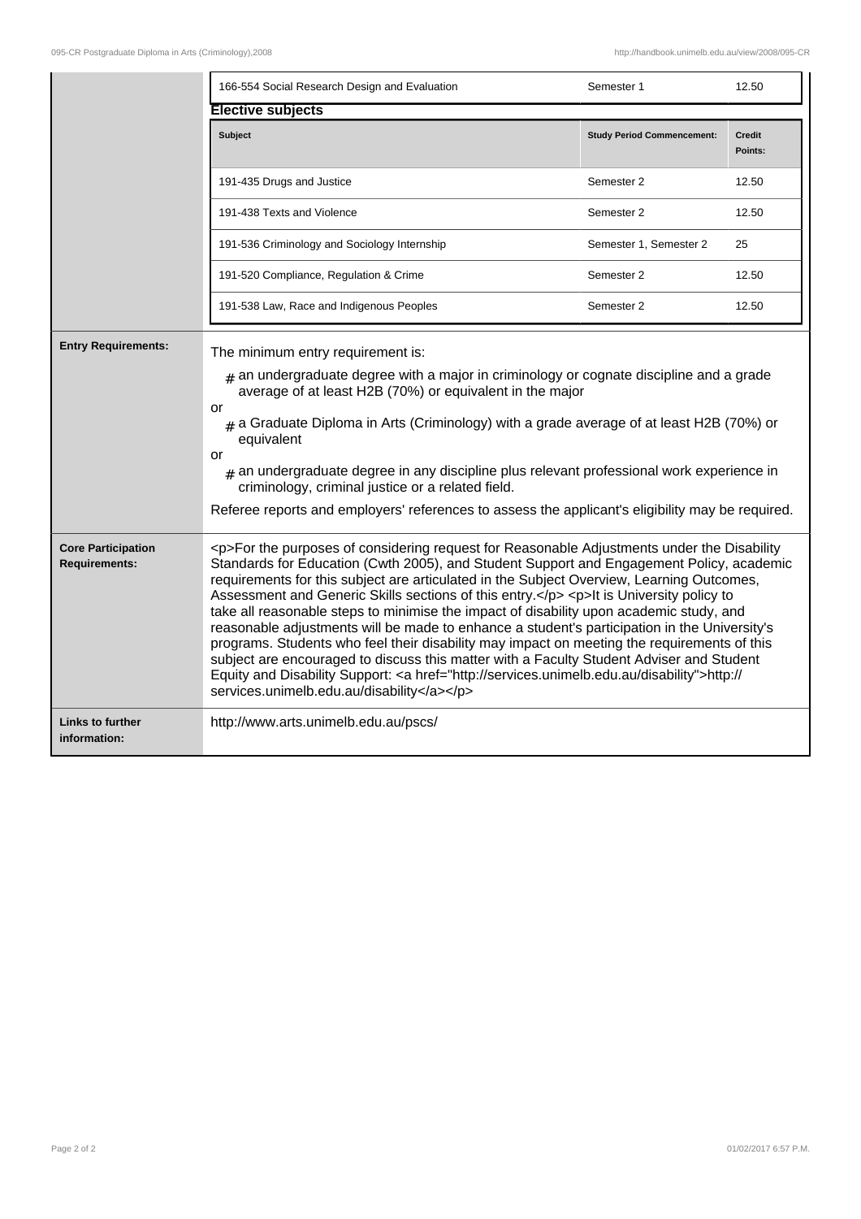| Subject | Study Period Commencement: | Credit Points: |
|---|---|---|
| 166-554 Social Research Design and Evaluation | Semester 1 | 12.50 |

**Elective subjects**

| Subject | Study Period Commencement: | Credit Points: |
|---|---|---|
| 191-435 Drugs and Justice | Semester 2 | 12.50 |
| 191-438 Texts and Violence | Semester 2 | 12.50 |
| 191-536 Criminology and Sociology Internship | Semester 1, Semester 2 | 25 |
| 191-520 Compliance, Regulation & Crime | Semester 2 | 12.50 |
| 191-538 Law, Race and Indigenous Peoples | Semester 2 | 12.50 |

**Entry Requirements:**

The minimum entry requirement is:

# an undergraduate degree with a major in criminology or cognate discipline and a grade average of at least H2B (70%) or equivalent in the major

or

# a Graduate Diploma in Arts (Criminology) with a grade average of at least H2B (70%) or equivalent

or

# an undergraduate degree in any discipline plus relevant professional work experience in criminology, criminal justice or a related field.

Referee reports and employers' references to assess the applicant's eligibility may be required.

**Core Participation Requirements:**

<p>For the purposes of considering request for Reasonable Adjustments under the Disability Standards for Education (Cwth 2005), and Student Support and Engagement Policy, academic requirements for this subject are articulated in the Subject Overview, Learning Outcomes, Assessment and Generic Skills sections of this entry.</p> <p>It is University policy to take all reasonable steps to minimise the impact of disability upon academic study, and reasonable adjustments will be made to enhance a student's participation in the University's programs. Students who feel their disability may impact on meeting the requirements of this subject are encouraged to discuss this matter with a Faculty Student Adviser and Student Equity and Disability Support: <a href="http://services.unimelb.edu.au/disability">http://services.unimelb.edu.au/disability</a></p>

**Links to further information:**

http://www.arts.unimelb.edu.au/pscs/